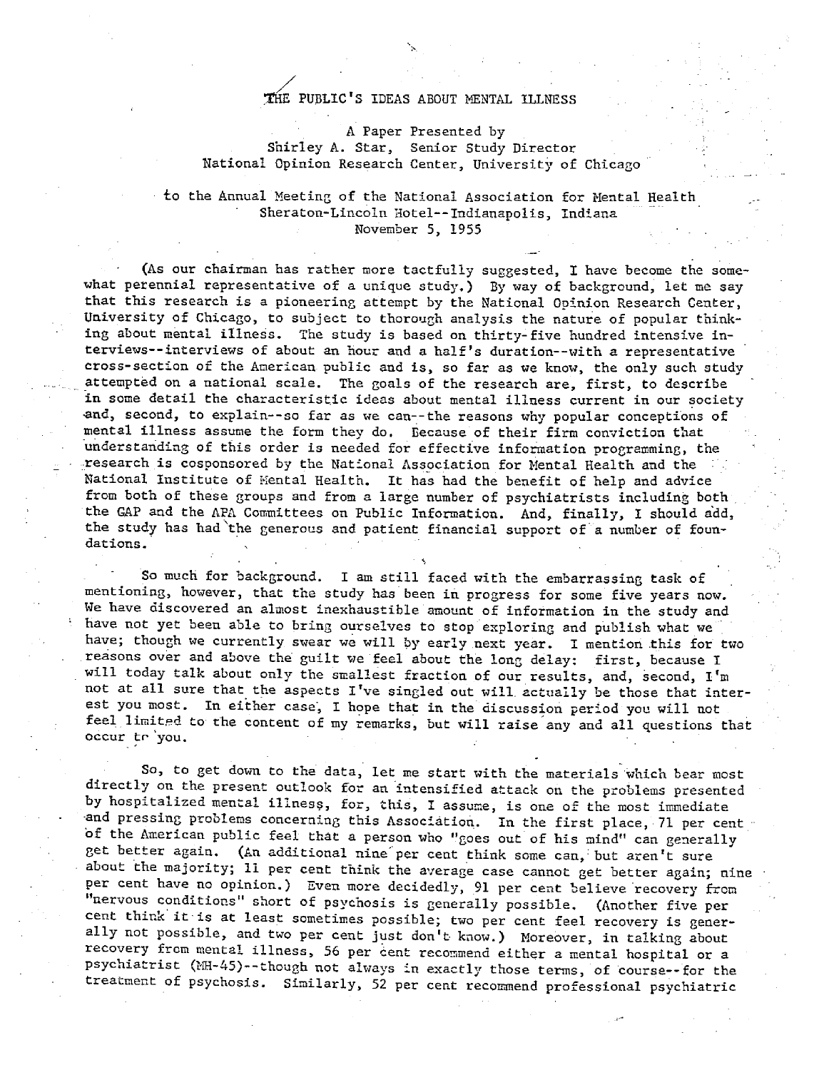# THE PUBLIC'S IDEAS ABOUT MENTAL ILLNESS

A Paper Presented by
Shirley A. Star, Senior Study Director
National Opinion Research Center, University of Chicago

to the Annual Meeting of the National Association for Mental Health
Sheraton-Lincoln Hotel--Indianapolis, Indiana
November 5, 1955

(As our chairman has rather more tactfully suggested, I have become the somewhat perennial representative of a unique study.) By way of background, let me say that this research is a pioneering attempt by the National Opinion Research Center, University of Chicago, to subject to thorough analysis the nature of popular thinking about mental illness. The study is based on thirty-five hundred intensive interviews--interviews of about an hour and a half's duration--with a representative cross-section of the American public and is, so far as we know, the only such study attempted on a national scale. The goals of the research are, first, to describe in some detail the characteristic ideas about mental illness current in our society and, second, to explain--so far as we can--the reasons why popular conceptions of mental illness assume the form they do. Because of their firm conviction that understanding of this order is needed for effective information programming, the research is cosponsored by the National Association for Mental Health and the National Institute of Mental Health. It has had the benefit of help and advice from both of these groups and from a large number of psychiatrists including both the GAP and the APA Committees on Public Information. And, finally, I should add, the study has had the generous and patient financial support of a number of foundations.

So much for background. I am still faced with the embarrassing task of mentioning, however, that the study has been in progress for some five years now. We have discovered an almost inexhaustible amount of information in the study and have not yet been able to bring ourselves to stop exploring and publish what we have; though we currently swear we will by early next year. I mention this for two reasons over and above the guilt we feel about the long delay: first, because I will today talk about only the smallest fraction of our results, and, second, I'm not at all sure that the aspects I've singled out will actually be those that interest you most. In either case, I hope that in the discussion period you will not feel limited to the content of my remarks, but will raise any and all questions that occur to you.

So, to get down to the data, let me start with the materials which bear most directly on the present outlook for an intensified attack on the problems presented by hospitalized mental illness, for, this, I assume, is one of the most immediate and pressing problems concerning this Association. In the first place, 71 per cent of the American public feel that a person who "goes out of his mind" can generally get better again. (An additional nine per cent think some can, but aren't sure about the majority; 11 per cent think the average case cannot get better again; nine per cent have no opinion.) Even more decidedly, 91 per cent believe recovery from "nervous conditions" short of psychosis is generally possible. (Another five per cent think it is at least sometimes possible; two per cent feel recovery is generally not possible, and two per cent just don't know.) Moreover, in talking about recovery from mental illness, 56 per cent recommend either a mental hospital or a psychiatrist (MH-45)--though not always in exactly those terms, of course--for the treatment of psychosis. Similarly, 52 per cent recommend professional psychiatric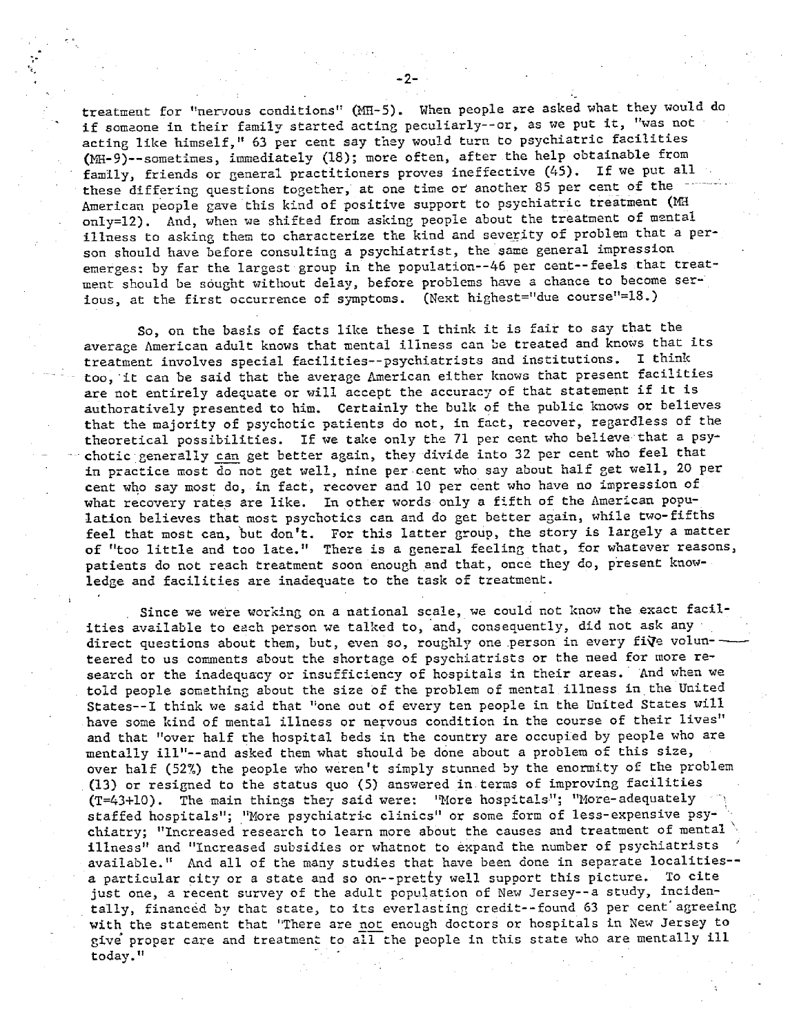treatment for "nervous conditions" (MH-5). When people are asked what they would do if someone in their family started acting peculiarly--or, as we put it, "was not acting like himself," 63 per cent say they would turn to psychiatric facilities (MH-9)--sometimes, immediately (18); more often, after the help obtainable from family, friends or general practitioners proves ineffective (45). If we put all these differing questions together, at one time or another 85 per cent of the American people gave this kind of positive support to psychiatric treatment (MH only=12). And, when we shifted from asking people about the treatment of mental illness to asking them to characterize the kind and severity of problem that a person should have before consulting a psychiatrist, the same general impression emerges: by far the largest group in the population--46 per cent--feels that treatment should be sought without delay, before problems have a chance to become serious, at the first occurrence of symptoms. (Next highest="due course"=18.)

So, on the basis of facts like these I think it is fair to say that the average American adult knows that mental illness can be treated and knows that its treatment involves special facilities--psychiatrists and institutions. I think too, it can be said that the average American either knows that present facilities are not entirely adequate or will accept the accuracy of that statement if it is authoritatively presented to him. Certainly the bulk of the public knows or believes that the majority of psychotic patients do not, in fact, recover, regardless of the theoretical possibilities. If we take only the 71 per cent who believe that a psychotic generally can get better again, they divide into 32 per cent who feel that in practice most do not get well, nine per cent who say about half get well, 20 per cent who say most do, in fact, recover and 10 per cent who have no impression of what recovery rates are like. In other words only a fifth of the American population believes that most psychotics can and do get better again, while two-fifths feel that most can, but don't. For this latter group, the story is largely a matter of "too little and too late." There is a general feeling that, for whatever reasons, patients do not reach treatment soon enough and that, once they do, present knowledge and facilities are inadequate to the task of treatment.

Since we were working on a national scale, we could not know the exact facilities available to each person we talked to, and, consequently, did not ask any direct questions about them, but, even so, roughly one person in every five volunteered to us comments about the shortage of psychiatrists or the need for more research or the inadequacy or insufficiency of hospitals in their areas. And when we told people something about the size of the problem of mental illness in the United States--I think we said that "one out of every ten people in the United States will have some kind of mental illness or nervous condition in the course of their lives" and that "over half the hospital beds in the country are occupied by people who are mentally ill"--and asked them what should be done about a problem of this size, over half (52%) the people who weren't simply stunned by the enormity of the problem (13) or resigned to the status quo (5) answered in terms of improving facilities (T=43+10). The main things they said were: "More hospitals"; "More-adequately staffed hospitals"; "More psychiatric clinics" or some form of less-expensive psychiatry; "Increased research to learn more about the causes and treatment of mental illness" and "Increased subsidies or whatnot to expand the number of psychiatrists available." And all of the many studies that have been done in separate localities--a particular city or a state and so on--pretty well support this picture. To cite just one, a recent survey of the adult population of New Jersey--a study, incidentally, financed by that state, to its everlasting credit--found 63 per cent agreeing with the statement that "There are not enough doctors or hospitals in New Jersey to give proper care and treatment to all the people in this state who are mentally ill today."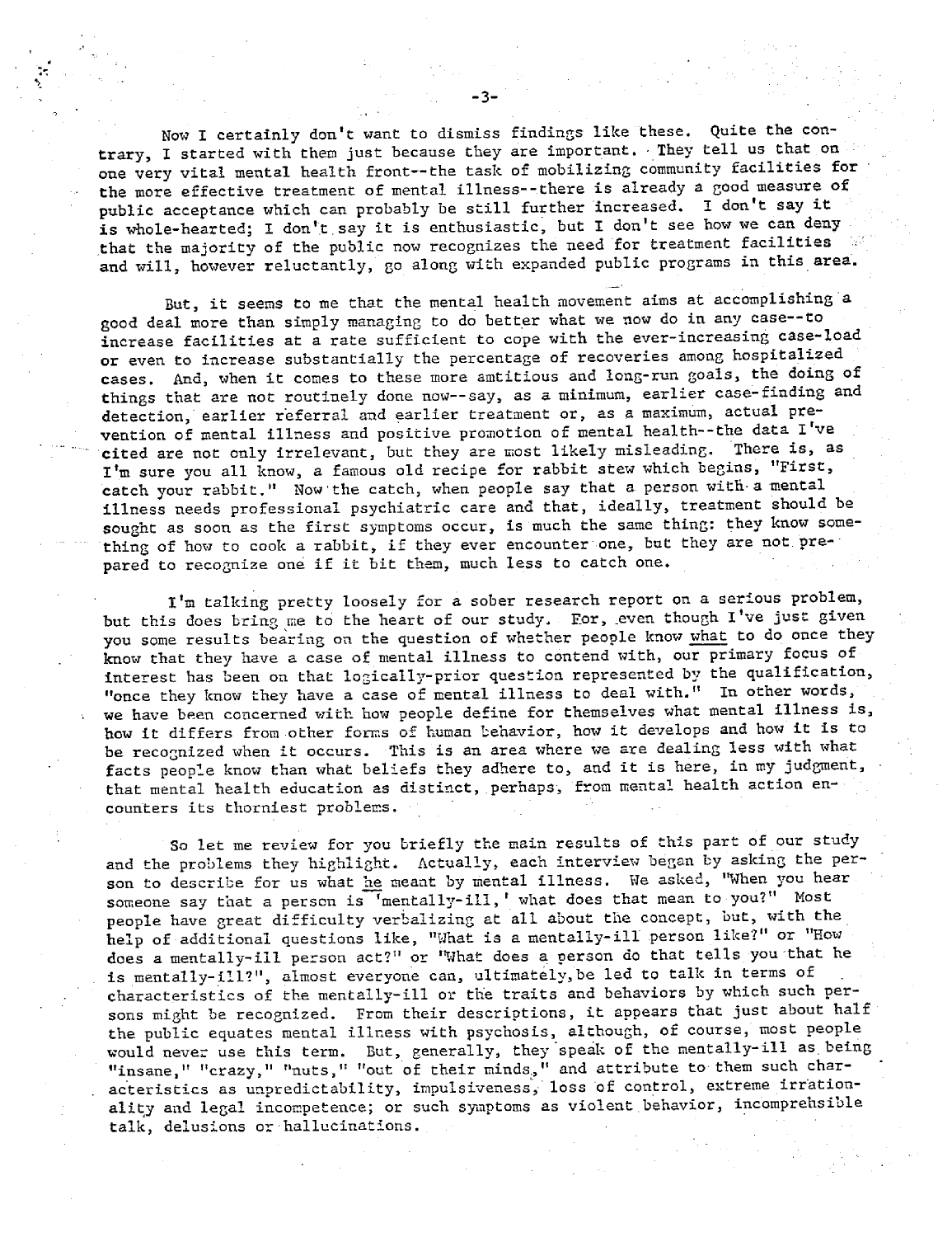Now I certainly don't want to dismiss findings like these. Quite the contrary, I started with them just because they are important. They tell us that on one very vital mental health front--the task of mobilizing community facilities for the more effective treatment of mental illness--there is already a good measure of public acceptance which can probably be still further increased. I don't say it is whole-hearted; I don't say it is enthusiastic, but I don't see how we can deny that the majority of the public now recognizes the need for treatment facilities and will, however reluctantly, go along with expanded public programs in this area.

But, it seems to me that the mental health movement aims at accomplishing a good deal more than simply managing to do better what we now do in any case--to increase facilities at a rate sufficient to cope with the ever-increasing case-load or even to increase substantially the percentage of recoveries among hospitalized cases. And, when it comes to these more amtitious and long-run goals, the doing of things that are not routinely done now--say, as a minimum, earlier case-finding and detection, earlier referral and earlier treatment or, as a maximum, actual prevention of mental illness and positive promotion of mental health--the data I've cited are not only irrelevant, but they are most likely misleading. There is, as I'm sure you all know, a famous old recipe for rabbit stew which begins, "First, catch your rabbit." Now the catch, when people say that a person with a mental illness needs professional psychiatric care and that, ideally, treatment should be sought as soon as the first symptoms occur, is much the same thing: they know something of how to cook a rabbit, if they ever encounter one, but they are not prepared to recognize one if it bit them, much less to catch one.

I'm talking pretty loosely for a sober research report on a serious problem, but this does bring me to the heart of our study. For, even though I've just given you some results bearing on the question of whether people know _what_ to do once they know that they have a case of mental illness to contend with, our primary focus of interest has been on that logically-prior question represented by the qualification, "once they know they have a case of mental illness to deal with." In other words, we have been concerned with how people define for themselves what mental illness is, how it differs from other forms of human behavior, how it develops and how it is to be recognized when it occurs. This is an area where we are dealing less with what facts people know than what beliefs they adhere to, and it is here, in my judgment, that mental health education as distinct, perhaps, from mental health action encounters its thorniest problems.

So let me review for you briefly the main results of this part of our study and the problems they highlight. Actually, each interview began by asking the person to describe for us what _he_ meant by mental illness. We asked, "When you hear someone say that a person is 'mentally-ill,' what does that mean to you?" Most people have great difficulty verbalizing at all about the concept, but, with the help of additional questions like, "What is a mentally-ill person like?" or "How does a mentally-ill person act?" or "What does a person do that tells you that he is mentally-ill?", almost everyone can, ultimately, be led to talk in terms of characteristics of the mentally-ill or the traits and behaviors by which such persons might be recognized. From their descriptions, it appears that just about half the public equates mental illness with psychosis, although, of course, most people would never use this term. But, generally, they speak of the mentally-ill as being "insane," "crazy," "nuts," "out of their minds," and attribute to them such characteristics as unpredictability, impulsiveness, loss of control, extreme irrationality and legal incompetence; or such symptoms as violent behavior, incomprehsible talk, delusions or hallucinations.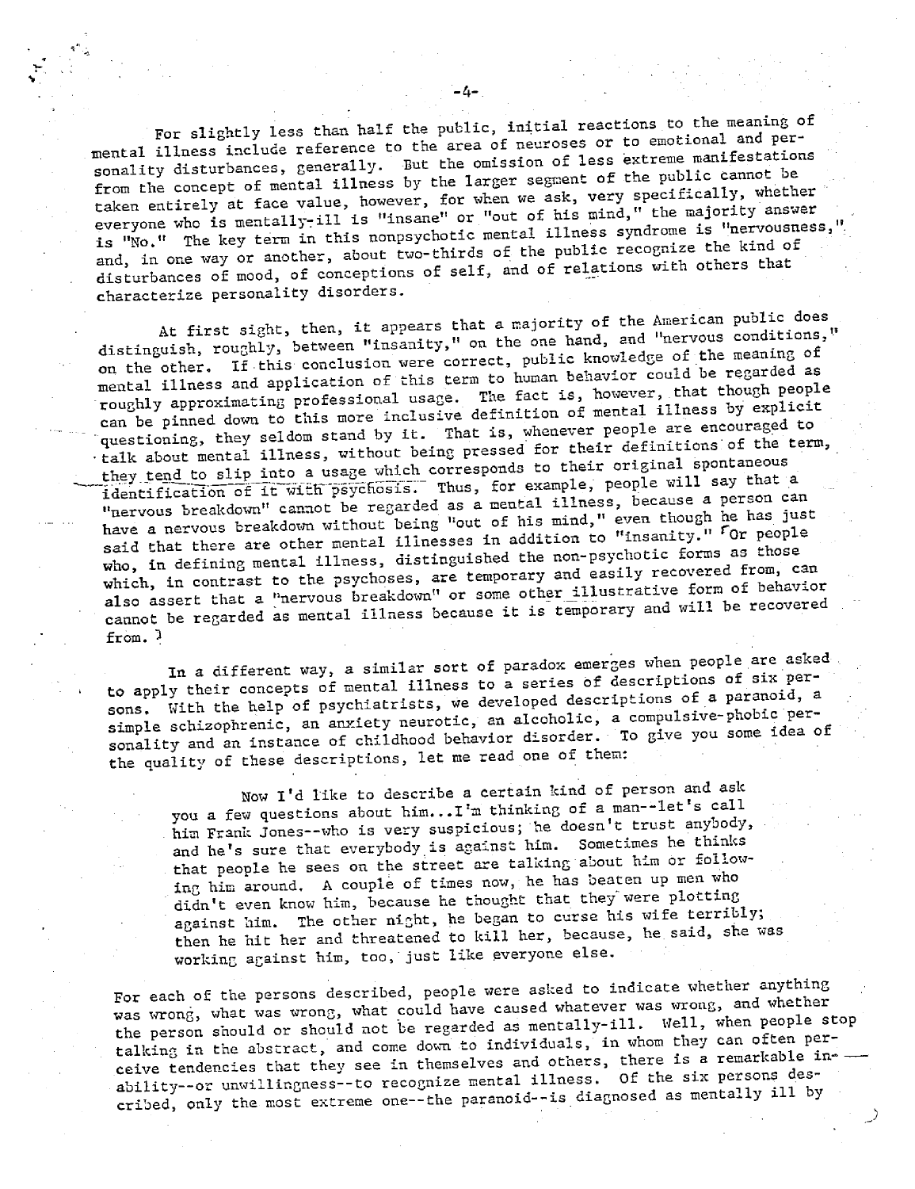For slightly less than half the public, initial reactions to the meaning of mental illness include reference to the area of neuroses or to emotional and personality disturbances, generally. But the omission of less extreme manifestations from the concept of mental illness by the larger segment of the public cannot be taken entirely at face value, however, for when we ask, very specifically, whether everyone who is mentally-ill is "insane" or "out of his mind," the majority answer is "No." The key term in this nonpsychotic mental illness syndrome is "nervousness," and, in one way or another, about two-thirds of the public recognize the kind of disturbances of mood, of conceptions of self, and of relations with others that characterize personality disorders.

At first sight, then, it appears that a majority of the American public does distinguish, roughly, between "insanity," on the one hand, and "nervous conditions," on the other. If this conclusion were correct, public knowledge of the meaning of mental illness and application of this term to human behavior could be regarded as roughly approximating professional usage. The fact is, however, that though people can be pinned down to this more inclusive definition of mental illness by explicit questioning, they seldom stand by it. That is, whenever people are encouraged to talk about mental illness, without being pressed for their definitions of the term, they tend to slip into a usage which corresponds to their original spontaneous identification of it with psychosis. Thus, for example, people will say that a "nervous breakdown" cannot be regarded as a mental illness, because a person can have a nervous breakdown without being "out of his mind," even though he has just said that there are other mental illnesses in addition to "insanity." [Or people who, in defining mental illness, distinguished the non-psychotic forms as those which, in contrast to the psychoses, are temporary and easily recovered from, can also assert that a "nervous breakdown" or some other illustrative form of behavior cannot be regarded as mental illness because it is temporary and will be recovered from.]

In a different way, a similar sort of paradox emerges when people are asked to apply their concepts of mental illness to a series of descriptions of six persons. With the help of psychiatrists, we developed descriptions of a paranoid, a simple schizophrenic, an anxiety neurotic, an alcoholic, a compulsive-phobic personality and an instance of childhood behavior disorder. To give you some idea of the quality of these descriptions, let me read one of them:

> Now I'd like to describe a certain kind of person and ask you a few questions about him...I'm thinking of a man--let's call him Frank Jones--who is very suspicious; he doesn't trust anybody, and he's sure that everybody is against him. Sometimes he thinks that people he sees on the street are talking about him or following him around. A couple of times now, he has beaten up men who didn't even know him, because he thought that they were plotting against him. The other night, he began to curse his wife terribly; then he hit her and threatened to kill her, because, he said, she was working against him, too, just like everyone else.

For each of the persons described, people were asked to indicate whether anything was wrong, what was wrong, what could have caused whatever was wrong, and whether the person should or should not be regarded as mentally-ill. Well, when people stop talking in the abstract, and come down to individuals, in whom they can often perceive tendencies that they see in themselves and others, there is a remarkable inability--or unwillingness--to recognize mental illness. Of the six persons described, only the most extreme one--the paranoid--is diagnosed as mentally ill by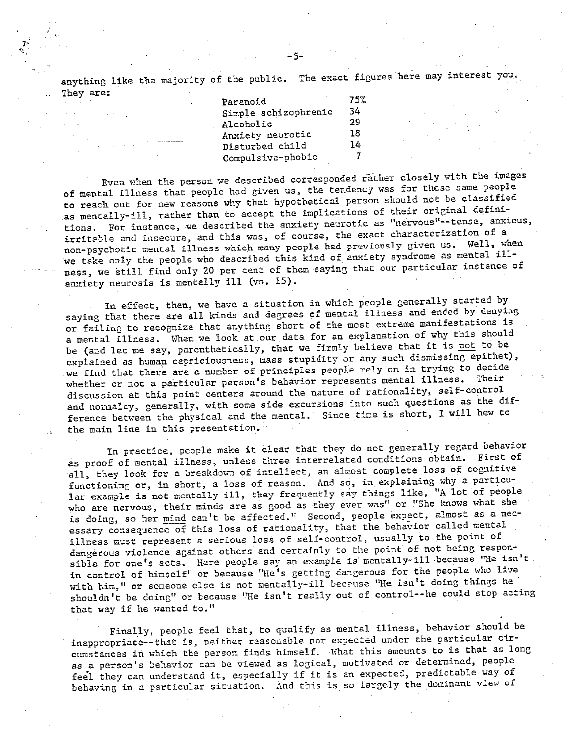anything like the majority of the public. The exact figures here may interest you. They are:

| | |
|---|---|
| Paranoid | 75% |
| Simple schizophrenic | 34 |
| Alcoholic | 29 |
| Anxiety neurotic | 18 |
| Disturbed child | 14 |
| Compulsive-phobic | 7 |

Even when the person we described corresponded rather closely with the images of mental illness that people had given us, the tendency was for these same people to reach out for new reasons why that hypothetical person should not be classified as mentally-ill, rather than to accept the implications of their original definitions. For instance, we described the anxiety neurotic as "nervous"--tense, anxious, irritable and insecure, and this was, of course, the exact characterization of a non-psychotic mental illness which many people had previously given us. Well, when we take only the people who described this kind of anxiety syndrome as mental illness, we still find only 20 per cent of them saying that our particular instance of anxiety neurosis is mentally ill (vs. 15).

In effect, then, we have a situation in which people generally started by saying that there are all kinds and degrees of mental illness and ended by denying or failing to recognize that anything short of the most extreme manifestations is a mental illness. When we look at our data for an explanation of why this should be (and let me say, parenthetically, that we firmly believe that it is not to be explained as human capriciousness, mass stupidity or any such dismissing epithet), we find that there are a number of principles people rely on in trying to decide whether or not a particular person's behavior represents mental illness. Their discussion at this point centers around the nature of rationality, self-control and normalcy, generally, with some side excursions into such questions as the difference between the physical and the mental. Since time is short, I will hew to the main line in this presentation.

In practice, people make it clear that they do not generally regard behavior as proof of mental illness, unless three interrelated conditions obtain. First of all, they look for a breakdown of intellect, an almost complete loss of cognitive functioning or, in short, a loss of reason. And so, in explaining why a particular example is not mentally ill, they frequently say things like, "A lot of people who are nervous, their minds are as good as they ever was" or "She knows what she is doing, so her mind can't be affected." Second, people expect, almost as a necessary consequence of this loss of rationality, that the behavior called mental illness must represent a serious loss of self-control, usually to the point of dangerous violence against others and certainly to the point of not being responsible for one's acts. Here people say an example is mentally-ill because "He isn't in control of himself" or because "He's getting dangerous for the people who live with him," or someone else is not mentally-ill because "He isn't doing things he shouldn't be doing" or because "He isn't really out of control--he could stop acting that way if he wanted to."

Finally, people feel that, to qualify as mental illness, behavior should be inappropriate--that is, neither reasonable nor expected under the particular circumstances in which the person finds himself. What this amounts to is that as long as a person's behavior can be viewed as logical, motivated or determined, people feel they can understand it, especially if it is an expected, predictable way of behaving in a particular situation. And this is so largely the dominant view of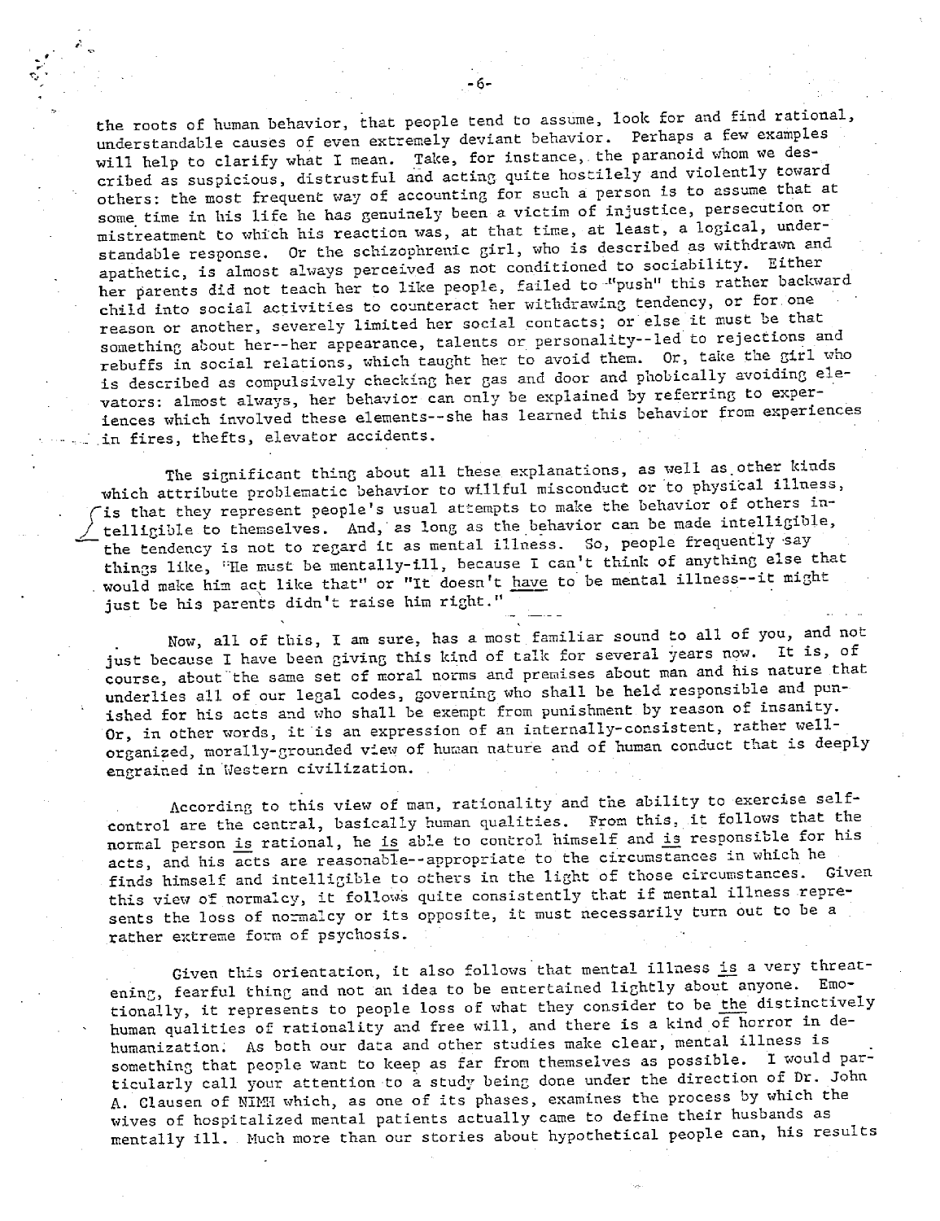the roots of human behavior, that people tend to assume, look for and find rational, understandable causes of even extremely deviant behavior. Perhaps a few examples will help to clarify what I mean. Take, for instance, the paranoid whom we described as suspicious, distrustful and acting quite hostilely and violently toward others: the most frequent way of accounting for such a person is to assume that at some time in his life he has genuinely been a victim of injustice, persecution or mistreatment to which his reaction was, at that time, at least, a logical, understandable response. Or the schizophrenic girl, who is described as withdrawn and apathetic, is almost always perceived as not conditioned to sociability. Either her parents did not teach her to like people, failed to "push" this rather backward child into social activities to counteract her withdrawing tendency, or for one reason or another, severely limited her social contacts; or else it must be that something about her--her appearance, talents or personality--led to rejections and rebuffs in social relations, which taught her to avoid them. Or, take the girl who is described as compulsively checking her gas and door and phobically avoiding elevators: almost always, her behavior can only be explained by referring to experiences which involved these elements--she has learned this behavior from experiences in fires, thefts, elevator accidents.

The significant thing about all these explanations, as well as other kinds which attribute problematic behavior to willful misconduct or to physical illness, is that they represent people's usual attempts to make the behavior of others intelligible to themselves. And, as long as the behavior can be made intelligible, the tendency is not to regard it as mental illness. So, people frequently say things like, "He must be mentally-ill, because I can't think of anything else that would make him act like that" or "It doesn't _have_ to be mental illness--it might just be his parents didn't raise him right."

Now, all of this, I am sure, has a most familiar sound to all of you, and not just because I have been giving this kind of talk for several years now. It is, of course, about the same set of moral norms and premises about man and his nature that underlies all of our legal codes, governing who shall be held responsible and punished for his acts and who shall be exempt from punishment by reason of insanity. Or, in other words, it is an expression of an internally-consistent, rather well-organized, morally-grounded view of human nature and of human conduct that is deeply engrained in Western civilization.

According to this view of man, rationality and the ability to exercise self-control are the central, basically human qualities. From this, it follows that the normal person _is_ rational, he _is_ able to control himself and _is_ responsible for his acts, and his acts are reasonable--appropriate to the circumstances in which he finds himself and intelligible to others in the light of those circumstances. Given this view of normalcy, it follows quite consistently that if mental illness represents the loss of normalcy or its opposite, it must necessarily turn out to be a rather extreme form of psychosis.

Given this orientation, it also follows that mental illness _is_ a very threatening, fearful thing and not an idea to be entertained lightly about anyone. Emotionally, it represents to people loss of what they consider to be _the_ distinctively human qualities of rationality and free will, and there is a kind of horror in dehumanization. As both our data and other studies make clear, mental illness is something that people want to keep as far from themselves as possible. I would particularly call your attention to a study being done under the direction of Dr. John A. Clausen of NIMH which, as one of its phases, examines the process by which the wives of hospitalized mental patients actually came to define their husbands as mentally ill. Much more than our stories about hypothetical people can, his results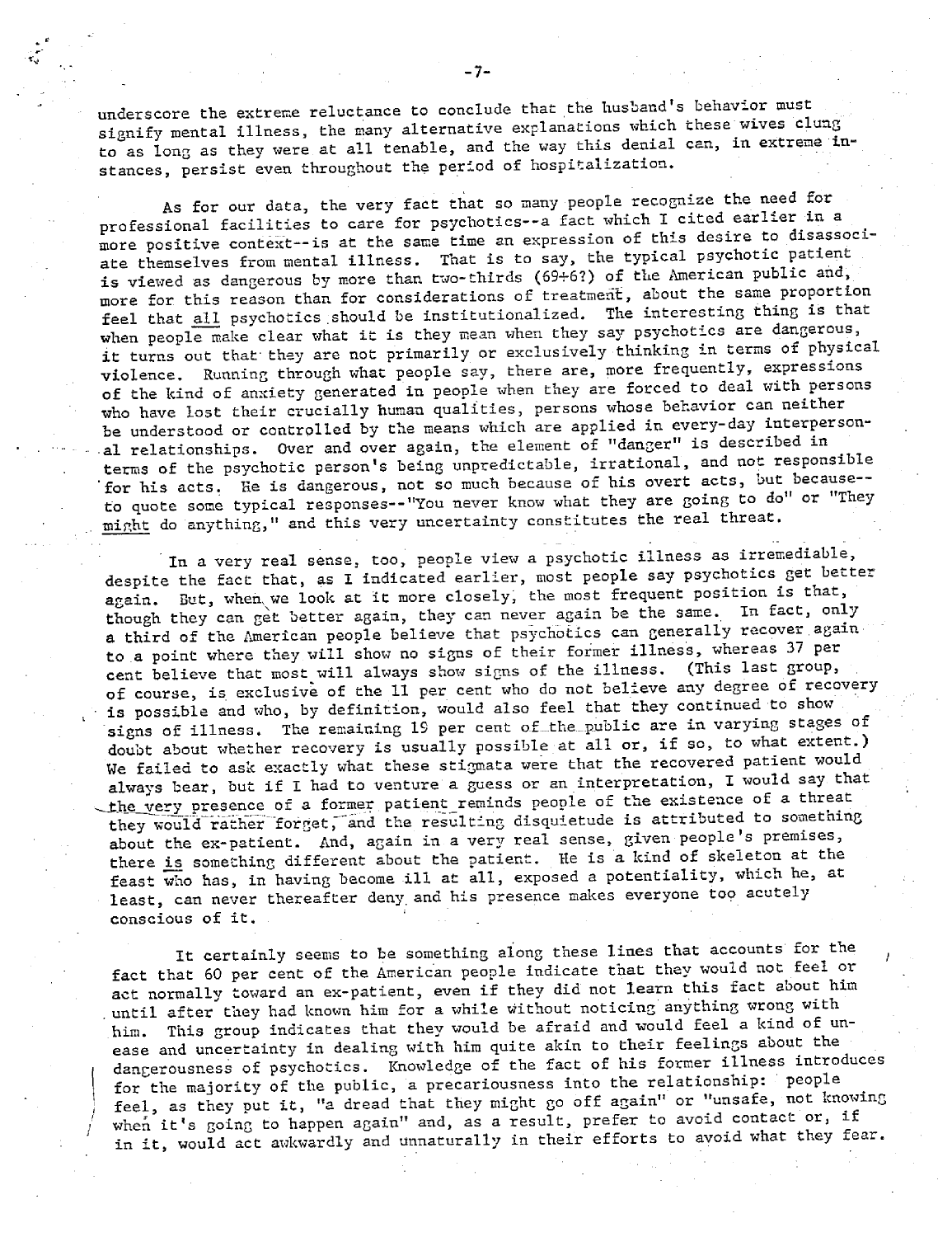underscore the extreme reluctance to conclude that the husband's behavior must signify mental illness, the many alternative explanations which these wives clung to as long as they were at all tenable, and the way this denial can, in extreme instances, persist even throughout the period of hospitalization.

As for our data, the very fact that so many people recognize the need for professional facilities to care for psychotics--a fact which I cited earlier in a more positive context--is at the same time an expression of this desire to disassociate themselves from mental illness. That is to say, the typical psychotic patient is viewed as dangerous by more than two-thirds (69+6?) of the American public and, more for this reason than for considerations of treatment, about the same proportion feel that all psychotics should be institutionalized. The interesting thing is that when people make clear what it is they mean when they say psychotics are dangerous, it turns out that they are not primarily or exclusively thinking in terms of physical violence. Running through what people say, there are, more frequently, expressions of the kind of anxiety generated in people when they are forced to deal with persons who have lost their crucially human qualities, persons whose behavior can neither be understood or controlled by the means which are applied in every-day interpersonal relationships. Over and over again, the element of "danger" is described in terms of the psychotic person's being unpredictable, irrational, and not responsible for his acts. He is dangerous, not so much because of his overt acts, but because--to quote some typical responses--"You never know what they are going to do" or "They might do anything," and this very uncertainty constitutes the real threat.

In a very real sense, too, people view a psychotic illness as irremediable, despite the fact that, as I indicated earlier, most people say psychotics get better again. But, when we look at it more closely, the most frequent position is that, though they can get better again, they can never again be the same. In fact, only a third of the American people believe that psychotics can generally recover again to a point where they will show no signs of their former illness, whereas 37 per cent believe that most will always show signs of the illness. (This last group, of course, is exclusive of the 11 per cent who do not believe any degree of recovery is possible and who, by definition, would also feel that they continued to show signs of illness. The remaining 19 per cent of the public are in varying stages of doubt about whether recovery is usually possible at all or, if so, to what extent.) We failed to ask exactly what these stigmata were that the recovered patient would always bear, but if I had to venture a guess or an interpretation, I would say that the very presence of a former patient reminds people of the existence of a threat they would rather forget, and the resulting disquietude is attributed to something about the ex-patient. And, again in a very real sense, given people's premises, there is something different about the patient. He is a kind of skeleton at the feast who has, in having become ill at all, exposed a potentiality, which he, at least, can never thereafter deny and his presence makes everyone too acutely conscious of it.

It certainly seems to be something along these lines that accounts for the fact that 60 per cent of the American people indicate that they would not feel or act normally toward an ex-patient, even if they did not learn this fact about him until after they had known him for a while without noticing anything wrong with him. This group indicates that they would be afraid and would feel a kind of unease and uncertainty in dealing with him quite akin to their feelings about the dangerousness of psychotics. Knowledge of the fact of his former illness introduces for the majority of the public, a precariousness into the relationship: people feel, as they put it, "a dread that they might go off again" or "unsafe, not knowing when it's going to happen again" and, as a result, prefer to avoid contact or, if in it, would act awkwardly and unnaturally in their efforts to avoid what they fear.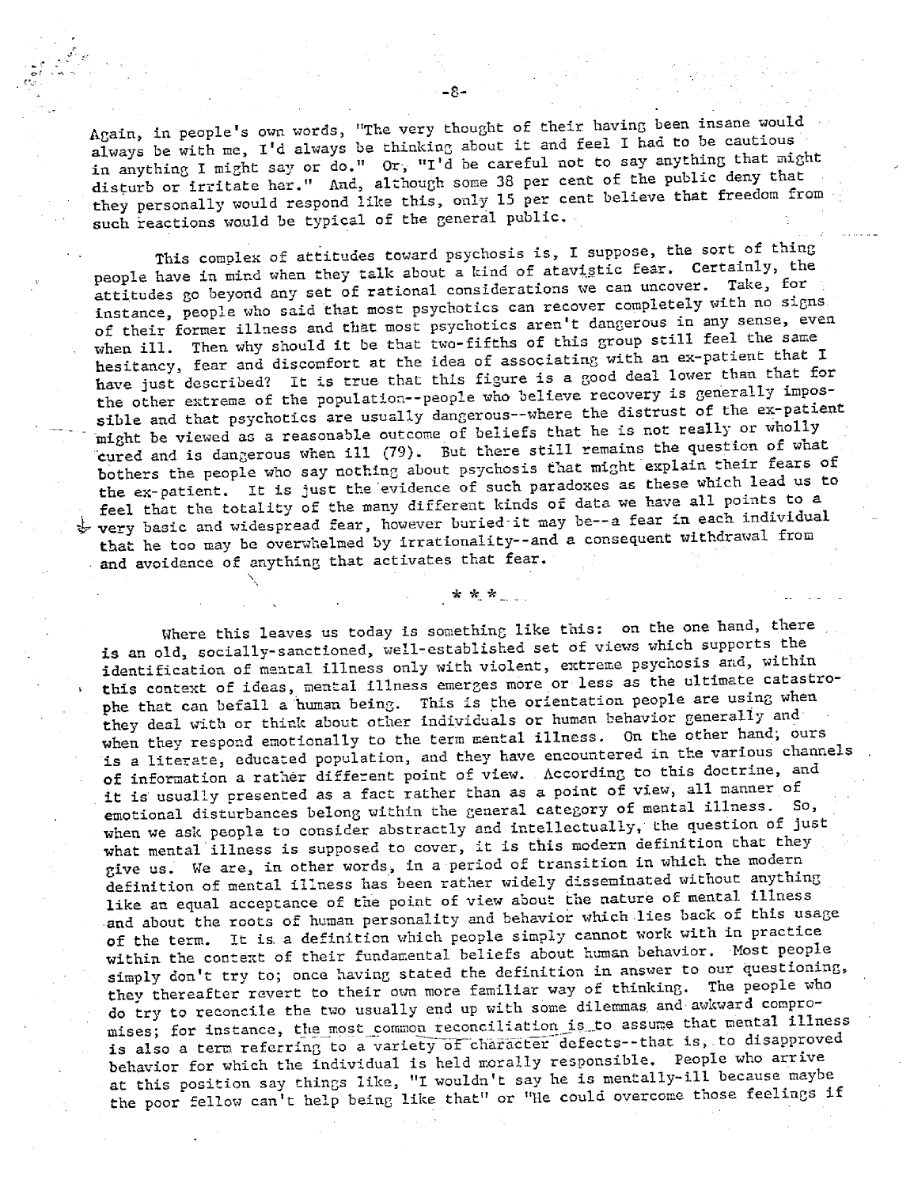Again, in people's own words, "The very thought of their having been insane would always be with me, I'd always be thinking about it and feel I had to be cautious in anything I might say or do." Or, "I'd be careful not to say anything that might disturb or irritate her." And, although some 38 per cent of the public deny that they personally would respond like this, only 15 per cent believe that freedom from such reactions would be typical of the general public.

This complex of attitudes toward psychosis is, I suppose, the sort of thing people have in mind when they talk about a kind of atavistic fear. Certainly, the attitudes go beyond any set of rational considerations we can uncover. Take, for instance, people who said that most psychotics can recover completely with no signs of their former illness and that most psychotics aren't dangerous in any sense, even when ill. Then why should it be that two-fifths of this group still feel the same hesitancy, fear and discomfort at the idea of associating with an ex-patient that I have just described? It is true that this figure is a good deal lower than that for the other extreme of the population--people who believe recovery is generally impossible and that psychotics are usually dangerous--where the distrust of the ex-patient might be viewed as a reasonable outcome of beliefs that he is not really or wholly cured and is dangerous when ill (79). But there still remains the question of what bothers the people who say nothing about psychosis that might explain their fears of the ex-patient. It is just the evidence of such paradoxes as these which lead us to feel that the totality of the many different kinds of data we have all points to a very basic and widespread fear, however buried it may be--a fear in each individual that he too may be overwhelmed by irrationality--and a consequent withdrawal from and avoidance of anything that activates that fear.

\* \* \*

Where this leaves us today is something like this: on the one hand, there is an old, socially-sanctioned, well-established set of views which supports the identification of mental illness only with violent, extreme psychosis and, within this context of ideas, mental illness emerges more or less as the ultimate catastrophe that can befall a human being. This is the orientation people are using when they deal with or think about other individuals or human behavior generally and when they respond emotionally to the term mental illness. On the other hand, ours is a literate, educated population, and they have encountered in the various channels of information a rather different point of view. According to this doctrine, and it is usually presented as a fact rather than as a point of view, all manner of emotional disturbances belong within the general category of mental illness. So, when we ask people to consider abstractly and intellectually, the question of just what mental illness is supposed to cover, it is this modern definition that they give us. We are, in other words, in a period of transition in which the modern definition of mental illness has been rather widely disseminated without anything like an equal acceptance of the point of view about the nature of mental illness and about the roots of human personality and behavior which lies back of this usage of the term. It is a definition which people simply cannot work with in practice within the context of their fundamental beliefs about human behavior. Most people simply don't try to; once having stated the definition in answer to our questioning, they thereafter revert to their own more familiar way of thinking. The people who do try to reconcile the two usually end up with some dilemmas and awkward compromises; for instance, the most common reconciliation is to assume that mental illness is also a term referring to a variety of character defects--that is, to disapproved behavior for which the individual is held morally responsible. People who arrive at this position say things like, "I wouldn't say he is mentally-ill because maybe the poor fellow can't help being like that" or "He could overcome those feelings if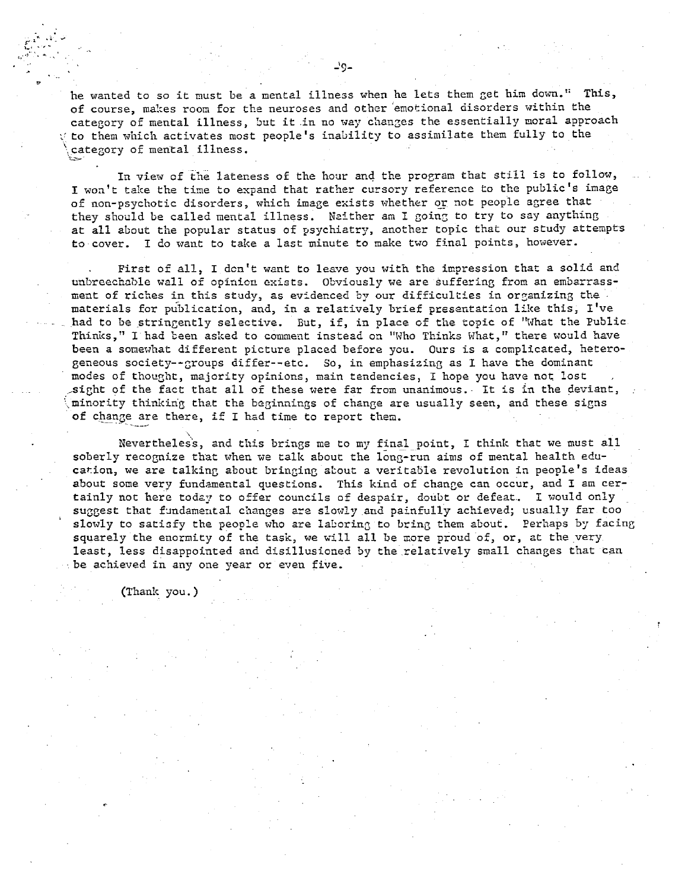he wanted to so it must be a mental illness when he lets them get him down." This, of course, makes room for the neuroses and other emotional disorders within the category of mental illness, but it in no way changes the essentially moral approach to them which activates most people's inability to assimilate them fully to the category of mental illness.

In view of the lateness of the hour and the program that still is to follow, I won't take the time to expand that rather cursory reference to the public's image of non-psychotic disorders, which image exists whether or not people agree that they should be called mental illness. Neither am I going to try to say anything at all about the popular status of psychiatry, another topic that our study attempts to cover. I do want to take a last minute to make two final points, however.

First of all, I don't want to leave you with the impression that a solid and unbreechable wall of opinion exists. Obviously we are suffering from an embarrassment of riches in this study, as evidenced by our difficulties in organizing the materials for publication, and, in a relatively brief presentation like this, I've had to be stringently selective. But, if, in place of the topic of "What the Public Thinks," I had been asked to comment instead on "Who Thinks What," there would have been a somewhat different picture placed before you. Ours is a complicated, heterogeneous society--groups differ--etc. So, in emphasizing as I have the dominant modes of thought, majority opinions, main tendencies, I hope you have not lost sight of the fact that all of these were far from unanimous. It is in the deviant, minority thinking that the beginnings of change are usually seen, and these signs of change are there, if I had time to report them.

Nevertheless, and this brings me to my final point, I think that we must all soberly recognize that when we talk about the long-run aims of mental health education, we are talking about bringing about a veritable revolution in people's ideas about some very fundamental questions. This kind of change can occur, and I am certainly not here today to offer councils of despair, doubt or defeat. I would only suggest that fundamental changes are slowly and painfully achieved; usually far too slowly to satisfy the people who are laboring to bring them about. Perhaps by facing squarely the enormity of the task, we will all be more proud of, or, at the very least, less disappointed and disillusioned by the relatively small changes that can be achieved in any one year or even five.

(Thank you.)